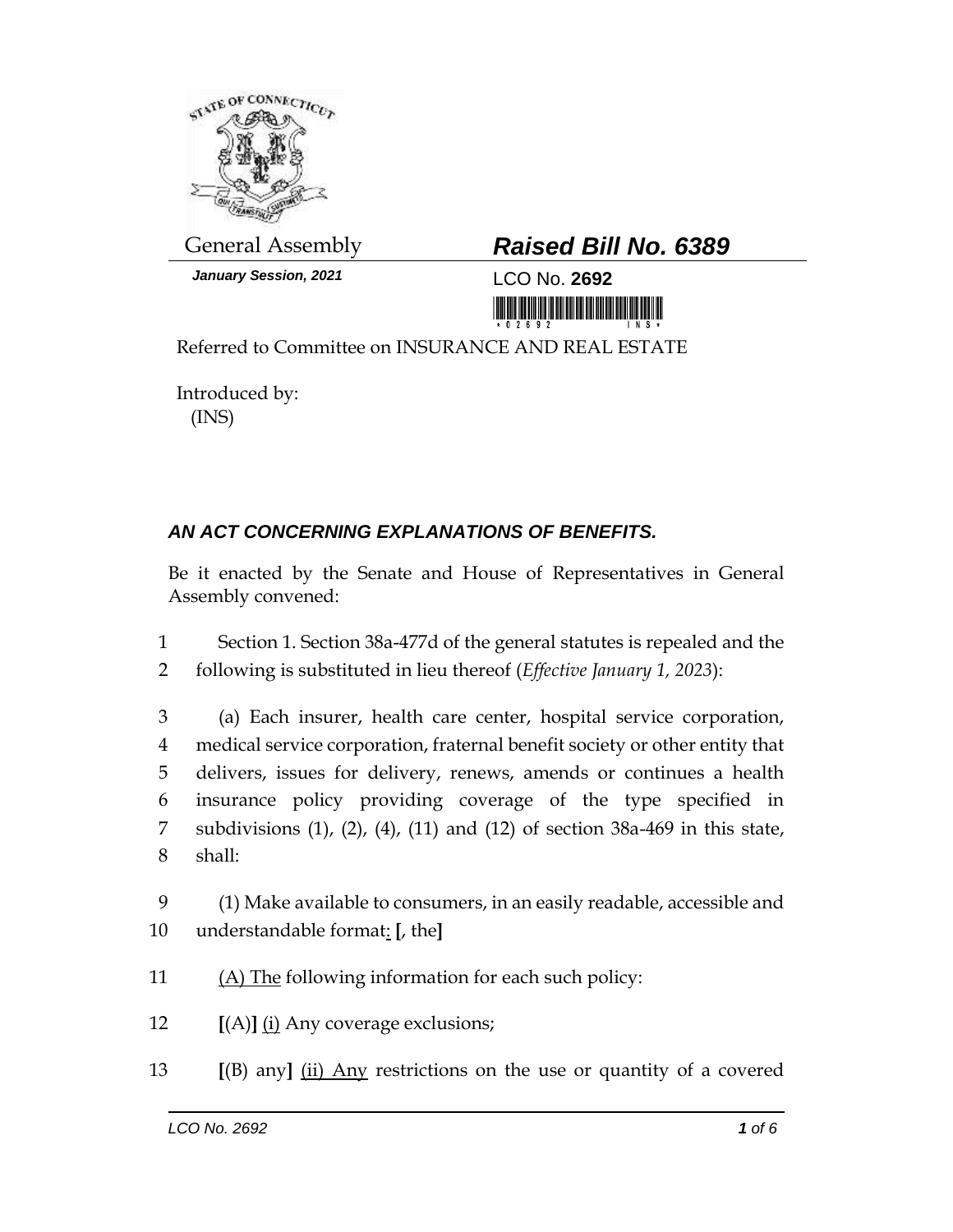General Assembly

**Raised Bill No. 6389**

*January Session, 2021*

LCO No. **2692**

Referred to Committee on INSURANCE AND REAL ESTATE

Introduced by:
(INS)

## *AN ACT CONCERNING EXPLANATIONS OF BENEFITS.*

Be it enacted by the Senate and House of Representatives in General Assembly convened:

1 Section 1. Section 38a-477d of the general statutes is repealed and the
2 following is substituted in lieu thereof (*Effective January 1, 2023*):

3 (a) Each insurer, health care center, hospital service corporation,
4 medical service corporation, fraternal benefit society or other entity that
5 delivers, issues for delivery, renews, amends or continues a health
6 insurance policy providing coverage of the type specified in
7 subdivisions (1), (2), (4), (11) and (12) of section 38a-469 in this state,
8 shall:

9 (1) Make available to consumers, in an easily readable, accessible and
10 understandable format: **[**, the**]**

11 (A) The following information for each such policy:

12 **[**(A)**]** (i) Any coverage exclusions;

13 **[**(B) any**]** (ii) Any restrictions on the use or quantity of a covered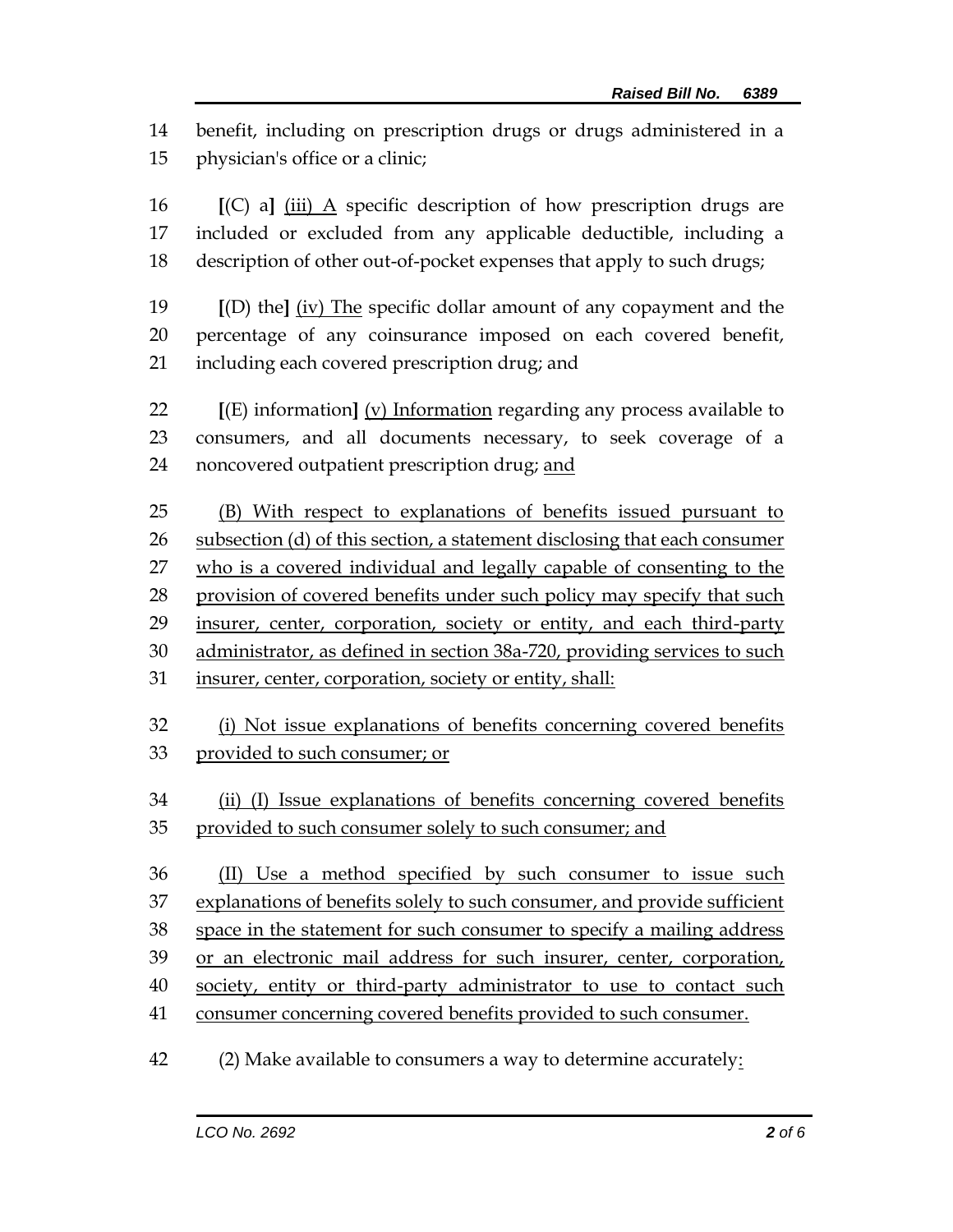14 benefit, including on prescription drugs or drugs administered in a
15 physician's office or a clinic;

16 [(C) a] <u>(iii) A</u> specific description of how prescription drugs are
17 included or excluded from any applicable deductible, including a
18 description of other out-of-pocket expenses that apply to such drugs;

19 [(D) the] <u>(iv) The</u> specific dollar amount of any copayment and the
20 percentage of any coinsurance imposed on each covered benefit,
21 including each covered prescription drug; and

22 [(E) information] <u>(v) Information</u> regarding any process available to
23 consumers, and all documents necessary, to seek coverage of a
24 noncovered outpatient prescription drug; <u>and</u>

25 <u>(B) With respect to explanations of benefits issued pursuant to</u>
26 <u>subsection (d) of this section, a statement disclosing that each consumer</u>
27 <u>who is a covered individual and legally capable of consenting to the</u>
28 <u>provision of covered benefits under such policy may specify that such</u>
29 <u>insurer, center, corporation, society or entity, and each third-party</u>
30 <u>administrator, as defined in section 38a-720, providing services to such</u>
31 <u>insurer, center, corporation, society or entity, shall:</u>

32 <u>(i) Not issue explanations of benefits concerning covered benefits</u>
33 <u>provided to such consumer; or</u>

34 <u>(ii) (I) Issue explanations of benefits concerning covered benefits</u>
35 <u>provided to such consumer solely to such consumer; and</u>

36 <u>(II) Use a method specified by such consumer to issue such</u>
37 <u>explanations of benefits solely to such consumer, and provide sufficient</u>
38 <u>space in the statement for such consumer to specify a mailing address</u>
39 <u>or an electronic mail address for such insurer, center, corporation,</u>
40 <u>society, entity or third-party administrator to use to contact such</u>
41 <u>consumer concerning covered benefits provided to such consumer.</u>

42 (2) Make available to consumers a way to determine accurately<u>:</u>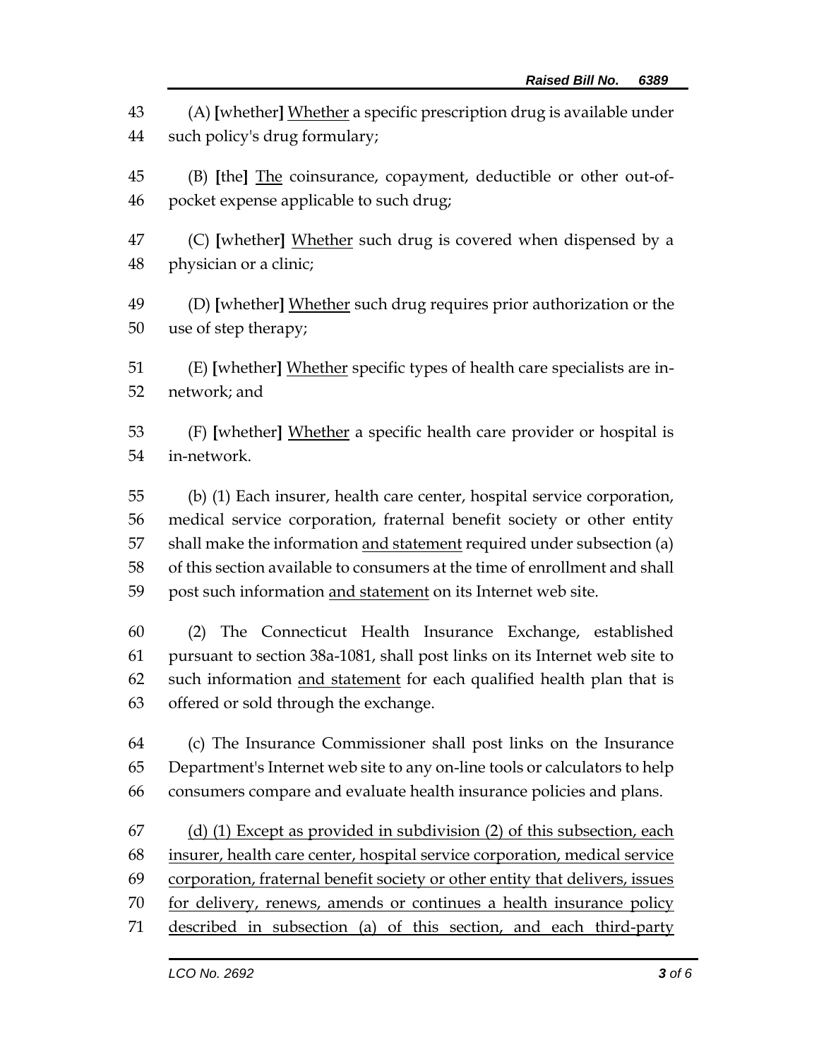43 (A) **[**whether**]** <u>Whether</u> a specific prescription drug is available under
44 such policy's drug formulary;

45 (B) **[**the**]** <u>The</u> coinsurance, copayment, deductible or other out-of-
46 pocket expense applicable to such drug;

47 (C) **[**whether**]** <u>Whether</u> such drug is covered when dispensed by a
48 physician or a clinic;

49 (D) **[**whether**]** <u>Whether</u> such drug requires prior authorization or the
50 use of step therapy;

51 (E) **[**whether**]** <u>Whether</u> specific types of health care specialists are in-
52 network; and

53 (F) **[**whether**]** <u>Whether</u> a specific health care provider or hospital is
54 in-network.

55 (b) (1) Each insurer, health care center, hospital service corporation,
56 medical service corporation, fraternal benefit society or other entity
57 shall make the information <u>and statement</u> required under subsection (a)
58 of this section available to consumers at the time of enrollment and shall
59 post such information <u>and statement</u> on its Internet web site.

60 (2) The Connecticut Health Insurance Exchange, established
61 pursuant to section 38a-1081, shall post links on its Internet web site to
62 such information <u>and statement</u> for each qualified health plan that is
63 offered or sold through the exchange.

64 (c) The Insurance Commissioner shall post links on the Insurance
65 Department's Internet web site to any on-line tools or calculators to help
66 consumers compare and evaluate health insurance policies and plans.

67 <u>(d) (1) Except as provided in subdivision (2) of this subsection, each</u>
68 <u>insurer, health care center, hospital service corporation, medical service</u>
69 <u>corporation, fraternal benefit society or other entity that delivers, issues</u>
70 <u>for delivery, renews, amends or continues a health insurance policy</u>
71 <u>described in subsection (a) of this section, and each third-party</u>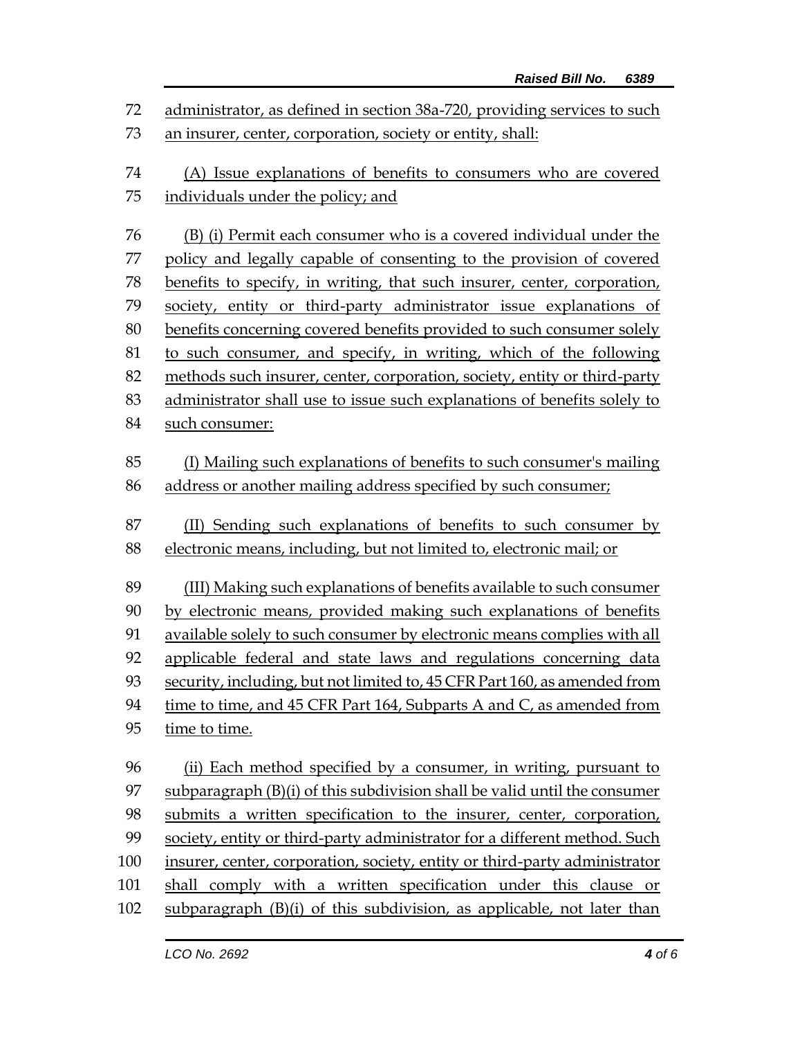administrator, as defined in section 38a-720, providing services to such an insurer, center, corporation, society or entity, shall:

(A) Issue explanations of benefits to consumers who are covered individuals under the policy; and

(B) (i) Permit each consumer who is a covered individual under the policy and legally capable of consenting to the provision of covered benefits to specify, in writing, that such insurer, center, corporation, society, entity or third-party administrator issue explanations of benefits concerning covered benefits provided to such consumer solely to such consumer, and specify, in writing, which of the following methods such insurer, center, corporation, society, entity or third-party administrator shall use to issue such explanations of benefits solely to such consumer:

(I) Mailing such explanations of benefits to such consumer's mailing address or another mailing address specified by such consumer;

(II) Sending such explanations of benefits to such consumer by electronic means, including, but not limited to, electronic mail; or

(III) Making such explanations of benefits available to such consumer by electronic means, provided making such explanations of benefits available solely to such consumer by electronic means complies with all applicable federal and state laws and regulations concerning data security, including, but not limited to, 45 CFR Part 160, as amended from time to time, and 45 CFR Part 164, Subparts A and C, as amended from time to time.

(ii) Each method specified by a consumer, in writing, pursuant to subparagraph (B)(i) of this subdivision shall be valid until the consumer submits a written specification to the insurer, center, corporation, society, entity or third-party administrator for a different method. Such insurer, center, corporation, society, entity or third-party administrator shall comply with a written specification under this clause or subparagraph (B)(i) of this subdivision, as applicable, not later than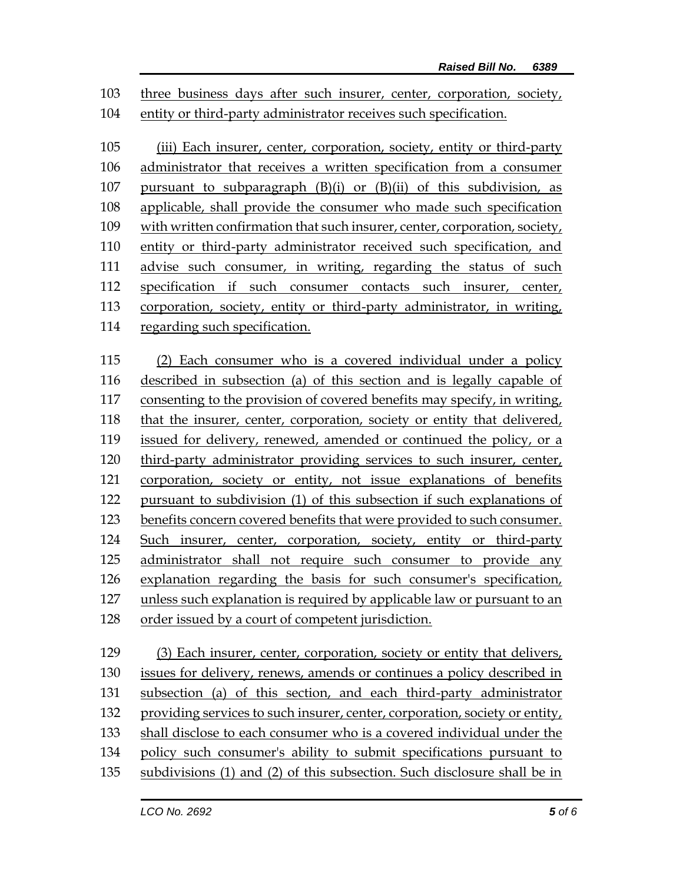three business days after such insurer, center, corporation, society, entity or third-party administrator receives such specification.

(iii) Each insurer, center, corporation, society, entity or third-party administrator that receives a written specification from a consumer pursuant to subparagraph (B)(i) or (B)(ii) of this subdivision, as applicable, shall provide the consumer who made such specification with written confirmation that such insurer, center, corporation, society, entity or third-party administrator received such specification, and advise such consumer, in writing, regarding the status of such specification if such consumer contacts such insurer, center, corporation, society, entity or third-party administrator, in writing, regarding such specification.

(2) Each consumer who is a covered individual under a policy described in subsection (a) of this section and is legally capable of consenting to the provision of covered benefits may specify, in writing, that the insurer, center, corporation, society or entity that delivered, issued for delivery, renewed, amended or continued the policy, or a third-party administrator providing services to such insurer, center, corporation, society or entity, not issue explanations of benefits pursuant to subdivision (1) of this subsection if such explanations of benefits concern covered benefits that were provided to such consumer. Such insurer, center, corporation, society, entity or third-party administrator shall not require such consumer to provide any explanation regarding the basis for such consumer's specification, unless such explanation is required by applicable law or pursuant to an order issued by a court of competent jurisdiction.

(3) Each insurer, center, corporation, society or entity that delivers, issues for delivery, renews, amends or continues a policy described in subsection (a) of this section, and each third-party administrator providing services to such insurer, center, corporation, society or entity, shall disclose to each consumer who is a covered individual under the policy such consumer's ability to submit specifications pursuant to subdivisions (1) and (2) of this subsection. Such disclosure shall be in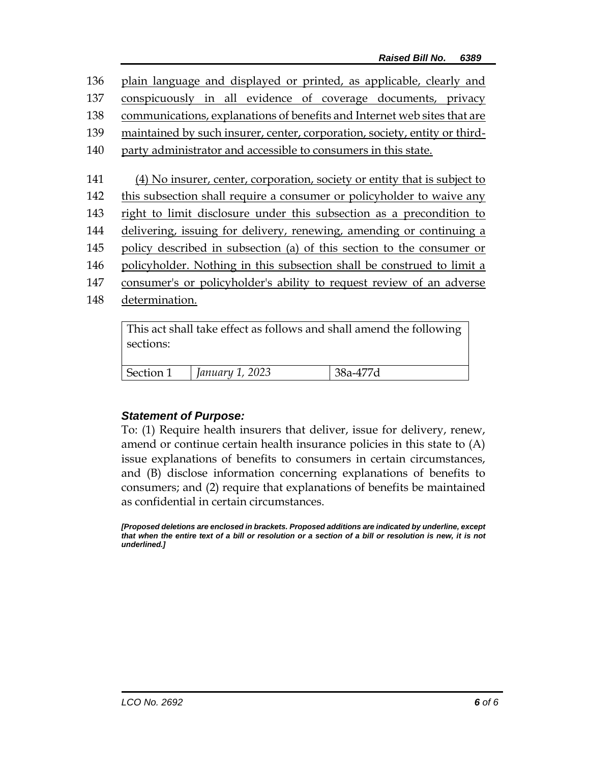136 plain language and displayed or printed, as applicable, clearly and
137 conspicuously in all evidence of coverage documents, privacy
138 communications, explanations of benefits and Internet web sites that are
139 maintained by such insurer, center, corporation, society, entity or third-
140 party administrator and accessible to consumers in this state.

141 (4) No insurer, center, corporation, society or entity that is subject to
142 this subsection shall require a consumer or policyholder to waive any
143 right to limit disclosure under this subsection as a precondition to
144 delivering, issuing for delivery, renewing, amending or continuing a
145 policy described in subsection (a) of this section to the consumer or
146 policyholder. Nothing in this subsection shall be construed to limit a
147 consumer's or policyholder's ability to request review of an adverse
148 determination.

| This act shall take effect as follows and shall amend the following sections: | | |
|---|---|---|
| Section 1 | *January 1, 2023* | 38a-477d |

### *Statement of Purpose:*

To: (1) Require health insurers that deliver, issue for delivery, renew, amend or continue certain health insurance policies in this state to (A) issue explanations of benefits to consumers in certain circumstances, and (B) disclose information concerning explanations of benefits to consumers; and (2) require that explanations of benefits be maintained as confidential in certain circumstances.

***[Proposed deletions are enclosed in brackets. Proposed additions are indicated by underline, except that when the entire text of a bill or resolution or a section of a bill or resolution is new, it is not underlined.]***